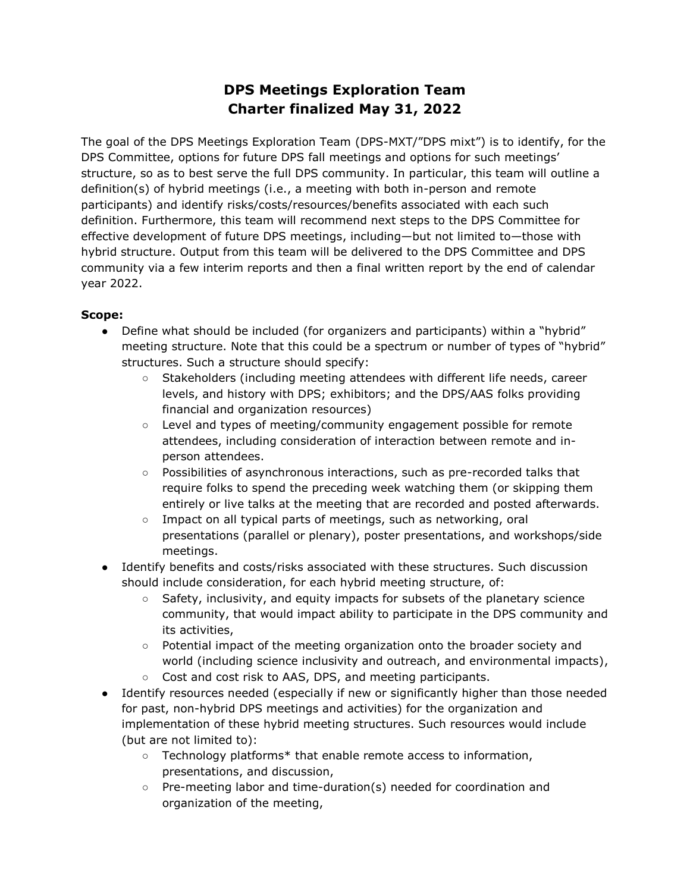# DPS Meetings Exploration Team
# Charter finalized May 31, 2022

The goal of the DPS Meetings Exploration Team (DPS-MXT/"DPS mixt") is to identify, for the DPS Committee, options for future DPS fall meetings and options for such meetings' structure, so as to best serve the full DPS community. In particular, this team will outline a definition(s) of hybrid meetings (i.e., a meeting with both in-person and remote participants) and identify risks/costs/resources/benefits associated with each such definition. Furthermore, this team will recommend next steps to the DPS Committee for effective development of future DPS meetings, including—but not limited to—those with hybrid structure. Output from this team will be delivered to the DPS Committee and DPS community via a few interim reports and then a final written report by the end of calendar year 2022.

**Scope:**

- Define what should be included (for organizers and participants) within a "hybrid" meeting structure. Note that this could be a spectrum or number of types of "hybrid" structures. Such a structure should specify:
  - Stakeholders (including meeting attendees with different life needs, career levels, and history with DPS; exhibitors; and the DPS/AAS folks providing financial and organization resources)
  - Level and types of meeting/community engagement possible for remote attendees, including consideration of interaction between remote and in-person attendees.
  - Possibilities of asynchronous interactions, such as pre-recorded talks that require folks to spend the preceding week watching them (or skipping them entirely or live talks at the meeting that are recorded and posted afterwards.
  - Impact on all typical parts of meetings, such as networking, oral presentations (parallel or plenary), poster presentations, and workshops/side meetings.
- Identify benefits and costs/risks associated with these structures. Such discussion should include consideration, for each hybrid meeting structure, of:
  - Safety, inclusivity, and equity impacts for subsets of the planetary science community, that would impact ability to participate in the DPS community and its activities,
  - Potential impact of the meeting organization onto the broader society and world (including science inclusivity and outreach, and environmental impacts),
  - Cost and cost risk to AAS, DPS, and meeting participants.
- Identify resources needed (especially if new or significantly higher than those needed for past, non-hybrid DPS meetings and activities) for the organization and implementation of these hybrid meeting structures. Such resources would include (but are not limited to):
  - Technology platforms* that enable remote access to information, presentations, and discussion,
  - Pre-meeting labor and time-duration(s) needed for coordination and organization of the meeting,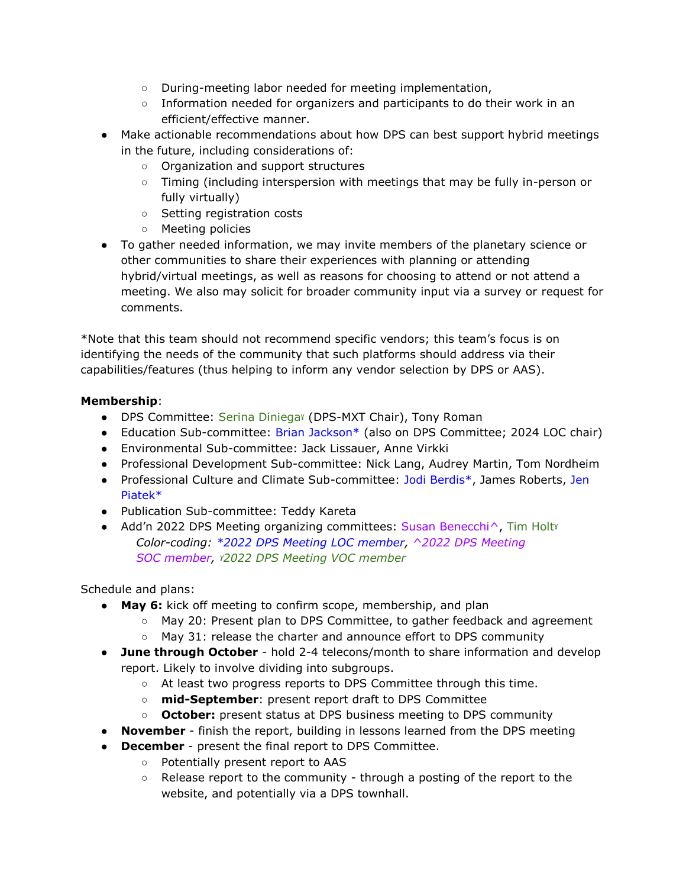- During-meeting labor needed for meeting implementation,
  - Information needed for organizers and participants to do their work in an efficient/effective manner.
- Make actionable recommendations about how DPS can best support hybrid meetings in the future, including considerations of:
  - Organization and support structures
  - Timing (including interspersion with meetings that may be fully in-person or fully virtually)
  - Setting registration costs
  - Meeting policies
- To gather needed information, we may invite members of the planetary science or other communities to share their experiences with planning or attending hybrid/virtual meetings, as well as reasons for choosing to attend or not attend a meeting. We also may solicit for broader community input via a survey or request for comments.

*Note that this team should not recommend specific vendors; this team's focus is on identifying the needs of the community that such platforms should address via their capabilities/features (thus helping to inform any vendor selection by DPS or AAS).

**Membership**:

- DPS Committee: Serina Diniegaᵞ (DPS-MXT Chair), Tony Roman
- Education Sub-committee: Brian Jackson* (also on DPS Committee; 2024 LOC chair)
- Environmental Sub-committee: Jack Lissauer, Anne Virkki
- Professional Development Sub-committee: Nick Lang, Audrey Martin, Tom Nordheim
- Professional Culture and Climate Sub-committee: Jodi Berdis*, James Roberts, Jen Piatek*
- Publication Sub-committee: Teddy Kareta
- Add'n 2022 DPS Meeting organizing committees: Susan Benecchi^, Tim Holtᵞ

  *Color-coding: *2022 DPS Meeting LOC member, ^2022 DPS Meeting SOC member, ᵞ2022 DPS Meeting VOC member*

Schedule and plans:

- **May 6:** kick off meeting to confirm scope, membership, and plan
  - May 20: Present plan to DPS Committee, to gather feedback and agreement
  - May 31: release the charter and announce effort to DPS community
- **June through October** - hold 2-4 telecons/month to share information and develop report. Likely to involve dividing into subgroups.
  - At least two progress reports to DPS Committee through this time.
  - **mid-September**: present report draft to DPS Committee
  - **October:** present status at DPS business meeting to DPS community
- **November** - finish the report, building in lessons learned from the DPS meeting
- **December** - present the final report to DPS Committee.
  - Potentially present report to AAS
  - Release report to the community - through a posting of the report to the website, and potentially via a DPS townhall.